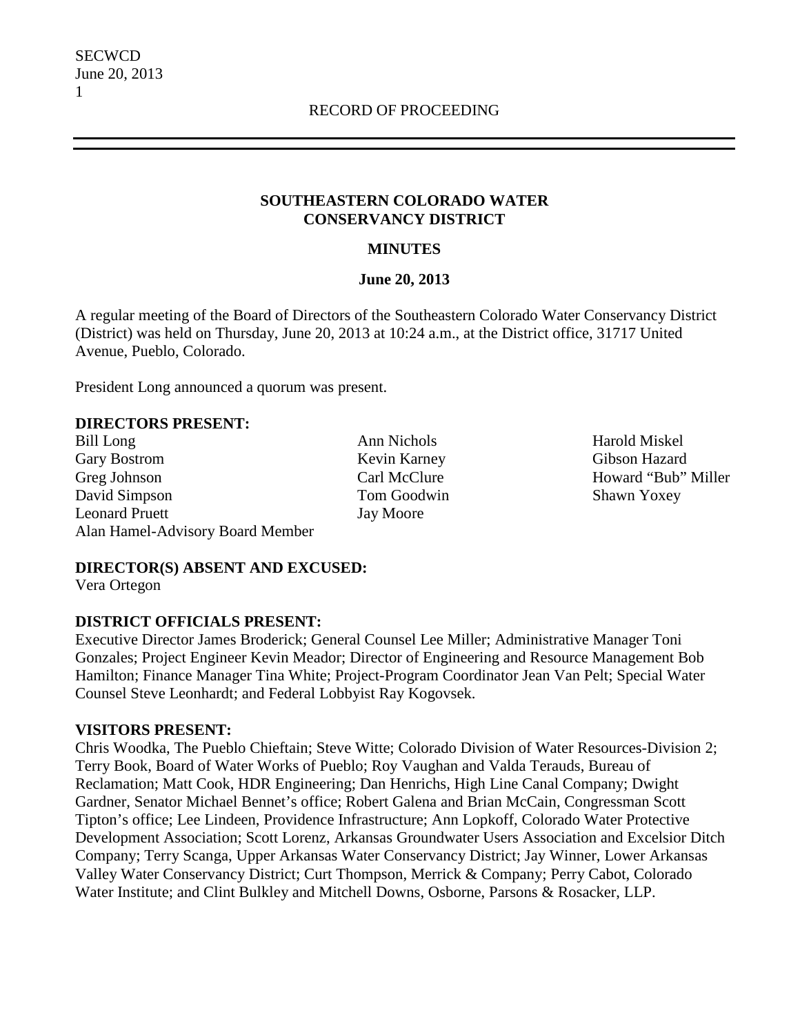RECORD OF PROCEEDING

**SOUTHEASTERN COLORADO WATER CONSERVANCY DISTRICT**

**MINUTES**

**June 20, 2013**

A regular meeting of the Board of Directors of the Southeastern Colorado Water Conservancy District (District) was held on Thursday, June 20, 2013 at 10:24 a.m., at the District office, 31717 United Avenue, Pueblo, Colorado.

President Long announced a quorum was present.

**DIRECTORS PRESENT:**

Bill Long
Gary Bostrom
Greg Johnson
David Simpson
Leonard Pruett
Alan Hamel-Advisory Board Member
Ann Nichols
Kevin Karney
Carl McClure
Tom Goodwin
Jay Moore
Harold Miskel
Gibson Hazard
Howard "Bub" Miller
Shawn Yoxey

**DIRECTOR(S) ABSENT AND EXCUSED:**

Vera Ortegon

**DISTRICT OFFICIALS PRESENT:**

Executive Director James Broderick; General Counsel Lee Miller; Administrative Manager Toni Gonzales; Project Engineer Kevin Meador; Director of Engineering and Resource Management Bob Hamilton; Finance Manager Tina White; Project-Program Coordinator Jean Van Pelt; Special Water Counsel Steve Leonhardt; and Federal Lobbyist Ray Kogovsek.

**VISITORS PRESENT:**

Chris Woodka, The Pueblo Chieftain; Steve Witte; Colorado Division of Water Resources-Division 2; Terry Book, Board of Water Works of Pueblo; Roy Vaughan and Valda Terauds, Bureau of Reclamation; Matt Cook, HDR Engineering; Dan Henrichs, High Line Canal Company; Dwight Gardner, Senator Michael Bennet's office; Robert Galena and Brian McCain, Congressman Scott Tipton's office; Lee Lindeen, Providence Infrastructure; Ann Lopkoff, Colorado Water Protective Development Association; Scott Lorenz, Arkansas Groundwater Users Association and Excelsior Ditch Company; Terry Scanga, Upper Arkansas Water Conservancy District; Jay Winner, Lower Arkansas Valley Water Conservancy District; Curt Thompson, Merrick & Company; Perry Cabot, Colorado Water Institute; and Clint Bulkley and Mitchell Downs, Osborne, Parsons & Rosacker, LLP.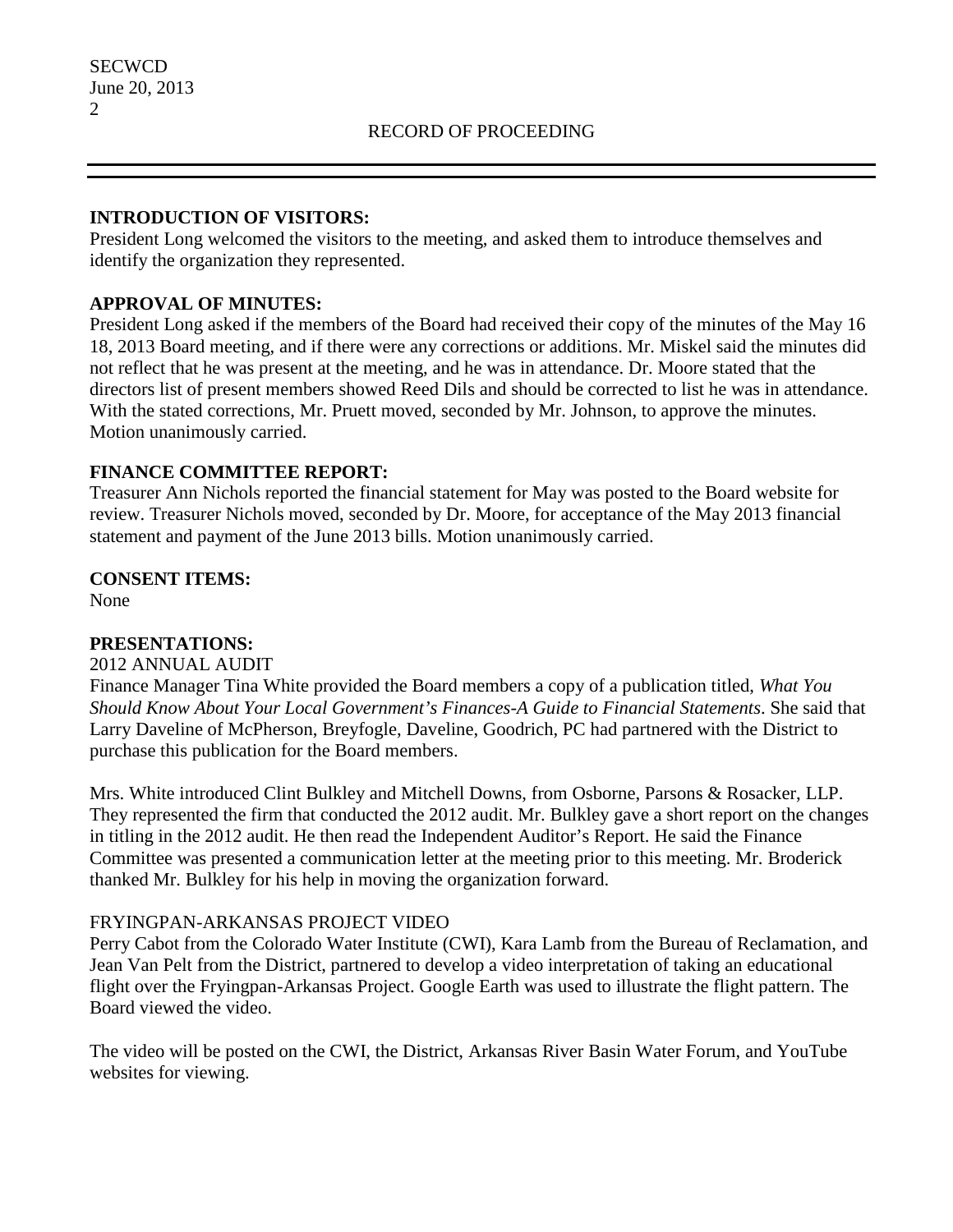RECORD OF PROCEEDING

**INTRODUCTION OF VISITORS:**

President Long welcomed the visitors to the meeting, and asked them to introduce themselves and identify the organization they represented.

**APPROVAL OF MINUTES:**

President Long asked if the members of the Board had received their copy of the minutes of the May 16 18, 2013 Board meeting, and if there were any corrections or additions. Mr. Miskel said the minutes did not reflect that he was present at the meeting, and he was in attendance. Dr. Moore stated that the directors list of present members showed Reed Dils and should be corrected to list he was in attendance. With the stated corrections, Mr. Pruett moved, seconded by Mr. Johnson, to approve the minutes. Motion unanimously carried.

**FINANCE COMMITTEE REPORT:**

Treasurer Ann Nichols reported the financial statement for May was posted to the Board website for review. Treasurer Nichols moved, seconded by Dr. Moore, for acceptance of the May 2013 financial statement and payment of the June 2013 bills. Motion unanimously carried.

**CONSENT ITEMS:**

None

**PRESENTATIONS:**

2012 ANNUAL AUDIT

Finance Manager Tina White provided the Board members a copy of a publication titled, *What You Should Know About Your Local Government's Finances-A Guide to Financial Statements*. She said that Larry Daveline of McPherson, Breyfogle, Daveline, Goodrich, PC had partnered with the District to purchase this publication for the Board members.

Mrs. White introduced Clint Bulkley and Mitchell Downs, from Osborne, Parsons & Rosacker, LLP. They represented the firm that conducted the 2012 audit. Mr. Bulkley gave a short report on the changes in titling in the 2012 audit. He then read the Independent Auditor's Report. He said the Finance Committee was presented a communication letter at the meeting prior to this meeting. Mr. Broderick thanked Mr. Bulkley for his help in moving the organization forward.

FRYINGPAN-ARKANSAS PROJECT VIDEO

Perry Cabot from the Colorado Water Institute (CWI), Kara Lamb from the Bureau of Reclamation, and Jean Van Pelt from the District, partnered to develop a video interpretation of taking an educational flight over the Fryingpan-Arkansas Project. Google Earth was used to illustrate the flight pattern. The Board viewed the video.

The video will be posted on the CWI, the District, Arkansas River Basin Water Forum, and YouTube websites for viewing.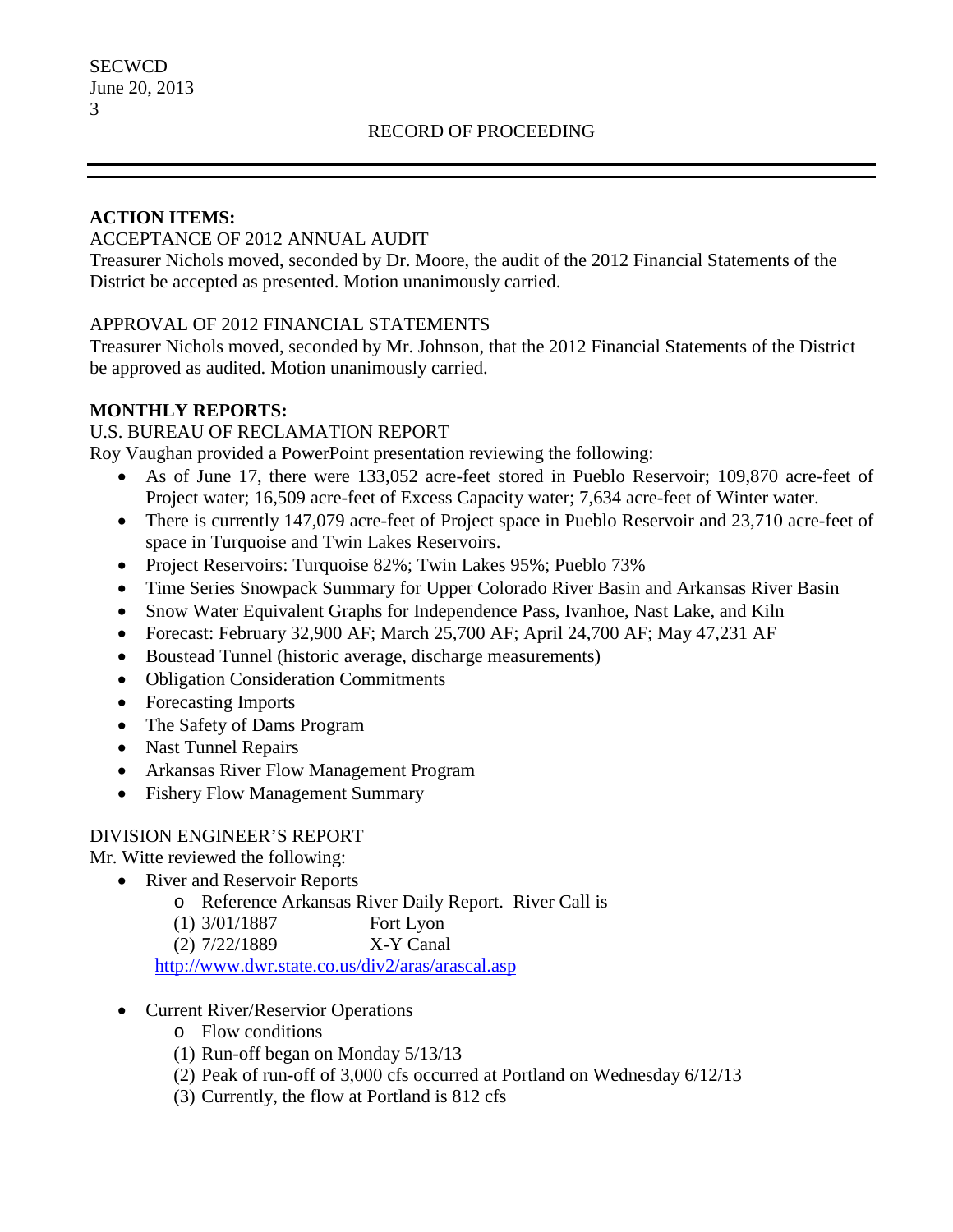RECORD OF PROCEEDING

**ACTION ITEMS:**

ACCEPTANCE OF 2012 ANNUAL AUDIT

Treasurer Nichols moved, seconded by Dr. Moore, the audit of the 2012 Financial Statements of the District be accepted as presented. Motion unanimously carried.

APPROVAL OF 2012 FINANCIAL STATEMENTS

Treasurer Nichols moved, seconded by Mr. Johnson, that the 2012 Financial Statements of the District be approved as audited. Motion unanimously carried.

**MONTHLY REPORTS:**

U.S. BUREAU OF RECLAMATION REPORT

Roy Vaughan provided a PowerPoint presentation reviewing the following:

- As of June 17, there were 133,052 acre-feet stored in Pueblo Reservoir; 109,870 acre-feet of Project water; 16,509 acre-feet of Excess Capacity water; 7,634 acre-feet of Winter water.
- There is currently 147,079 acre-feet of Project space in Pueblo Reservoir and 23,710 acre-feet of space in Turquoise and Twin Lakes Reservoirs.
- Project Reservoirs: Turquoise 82%; Twin Lakes 95%; Pueblo 73%
- Time Series Snowpack Summary for Upper Colorado River Basin and Arkansas River Basin
- Snow Water Equivalent Graphs for Independence Pass, Ivanhoe, Nast Lake, and Kiln
- Forecast: February 32,900 AF; March 25,700 AF; April 24,700 AF; May 47,231 AF
- Boustead Tunnel (historic average, discharge measurements)
- Obligation Consideration Commitments
- Forecasting Imports
- The Safety of Dams Program
- Nast Tunnel Repairs
- Arkansas River Flow Management Program
- Fishery Flow Management Summary

DIVISION ENGINEER'S REPORT

Mr. Witte reviewed the following:

- River and Reservoir Reports
  - Reference Arkansas River Daily Report. River Call is

    (1) 3/01/1887 Fort Lyon

    (2) 7/22/1889 X-Y Canal

  http://www.dwr.state.co.us/div2/aras/arascal.asp

- Current River/Reservior Operations
  - Flow conditions

    (1) Run-off began on Monday 5/13/13

    (2) Peak of run-off of 3,000 cfs occurred at Portland on Wednesday 6/12/13

    (3) Currently, the flow at Portland is 812 cfs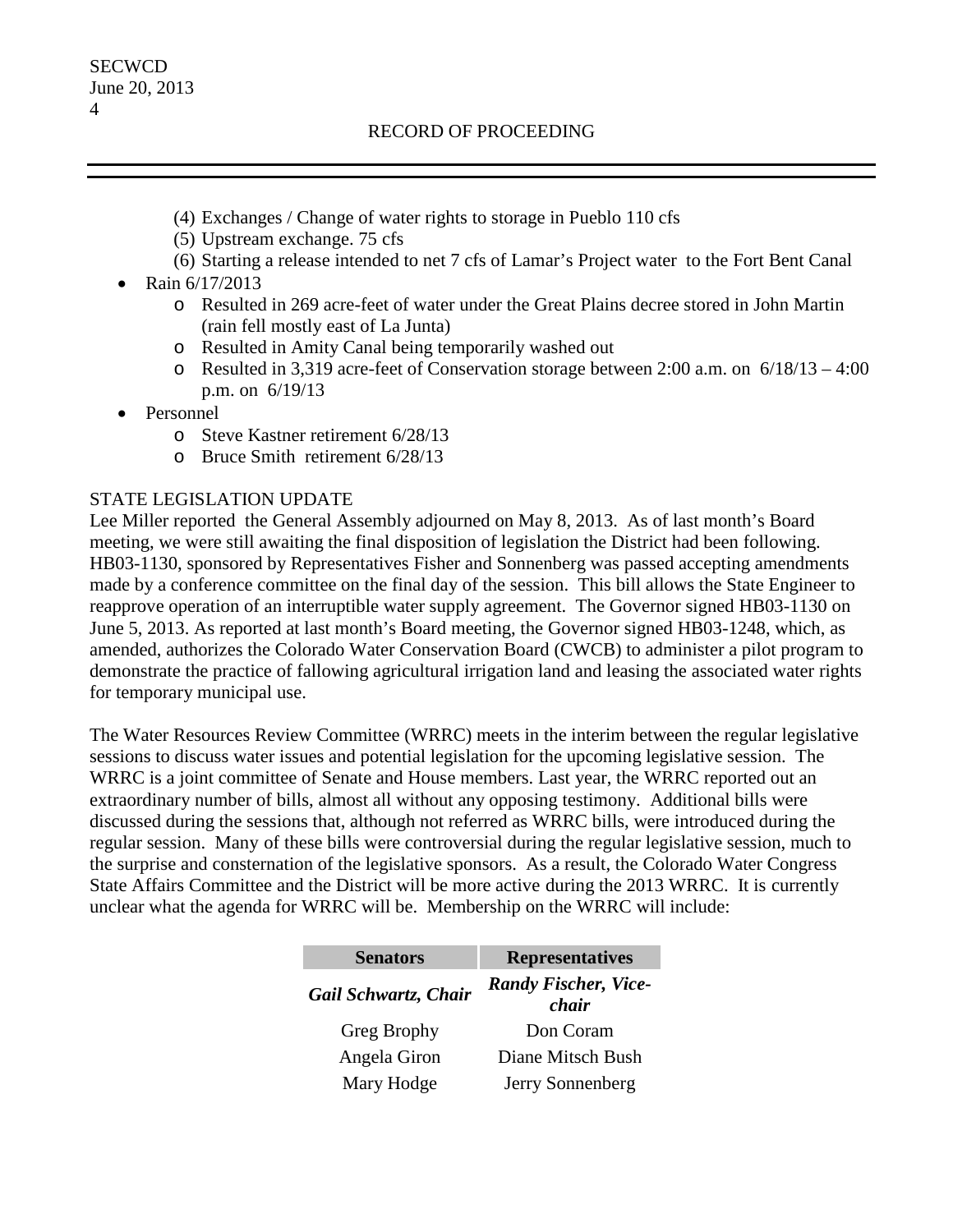(4) Exchanges / Change of water rights to storage in Pueblo 110 cfs
(5) Upstream exchange. 75 cfs
(6) Starting a release intended to net 7 cfs of Lamar's Project water to the Fort Bent Canal

- Rain 6/17/2013
  - Resulted in 269 acre-feet of water under the Great Plains decree stored in John Martin (rain fell mostly east of La Junta)
  - Resulted in Amity Canal being temporarily washed out
  - Resulted in 3,319 acre-feet of Conservation storage between 2:00 a.m. on 6/18/13 – 4:00 p.m. on 6/19/13
- Personnel
  - Steve Kastner retirement 6/28/13
  - Bruce Smith retirement 6/28/13

STATE LEGISLATION UPDATE

Lee Miller reported the General Assembly adjourned on May 8, 2013. As of last month's Board meeting, we were still awaiting the final disposition of legislation the District had been following. HB03-1130, sponsored by Representatives Fisher and Sonnenberg was passed accepting amendments made by a conference committee on the final day of the session. This bill allows the State Engineer to reapprove operation of an interruptible water supply agreement. The Governor signed HB03-1130 on June 5, 2013. As reported at last month's Board meeting, the Governor signed HB03-1248, which, as amended, authorizes the Colorado Water Conservation Board (CWCB) to administer a pilot program to demonstrate the practice of fallowing agricultural irrigation land and leasing the associated water rights for temporary municipal use.

The Water Resources Review Committee (WRRC) meets in the interim between the regular legislative sessions to discuss water issues and potential legislation for the upcoming legislative session. The WRRC is a joint committee of Senate and House members. Last year, the WRRC reported out an extraordinary number of bills, almost all without any opposing testimony. Additional bills were discussed during the sessions that, although not referred as WRRC bills, were introduced during the regular session. Many of these bills were controversial during the regular legislative session, much to the surprise and consternation of the legislative sponsors. As a result, the Colorado Water Congress State Affairs Committee and the District will be more active during the 2013 WRRC. It is currently unclear what the agenda for WRRC will be. Membership on the WRRC will include:

| Senators | Representatives |
|---|---|
| ***Gail Schwartz, Chair*** | ***Randy Fischer, Vice-chair*** |
| Greg Brophy | Don Coram |
| Angela Giron | Diane Mitsch Bush |
| Mary Hodge | Jerry Sonnenberg |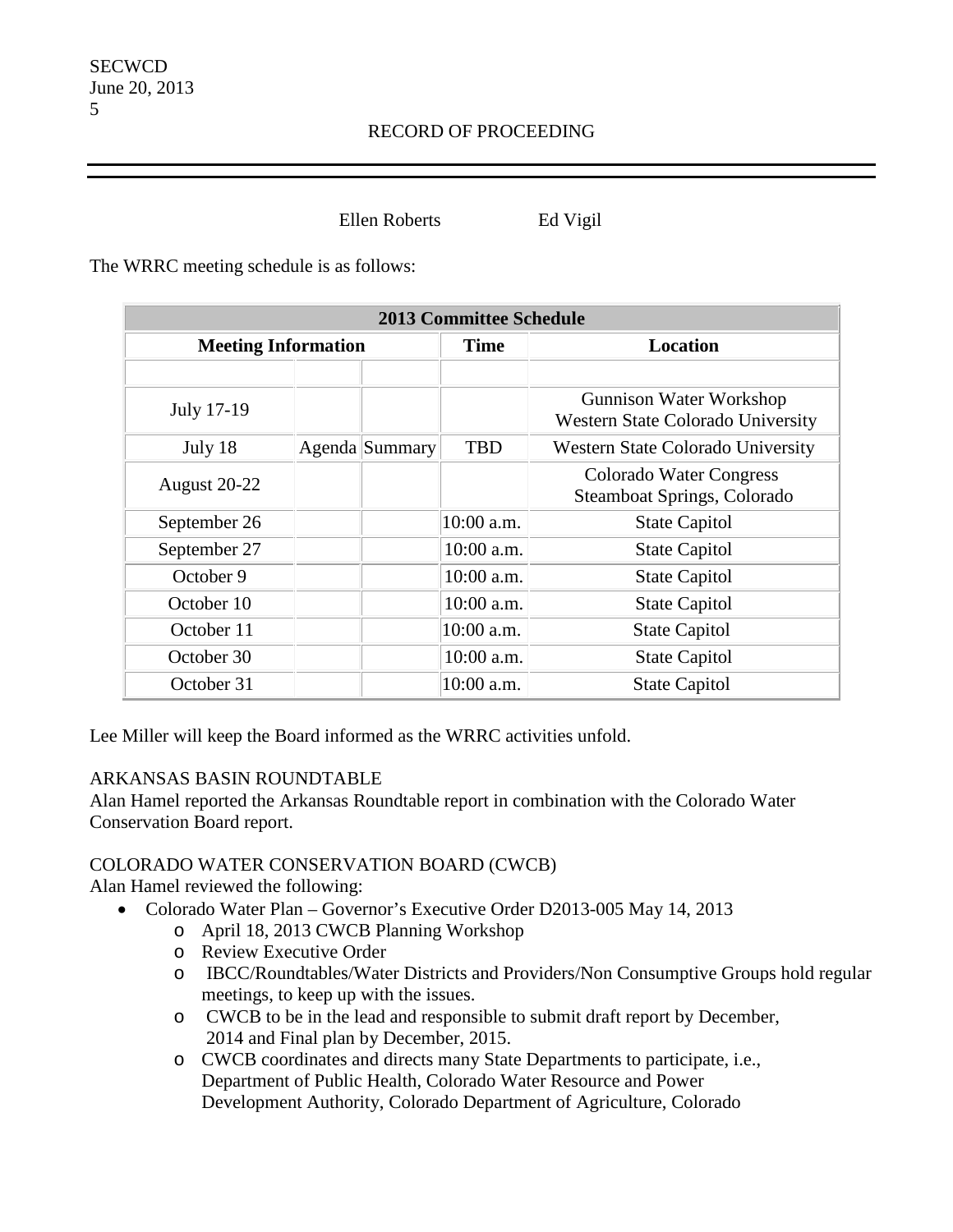RECORD OF PROCEEDING

Ellen Roberts Ed Vigil

The WRRC meeting schedule is as follows:

| 2013 Committee Schedule | | | | |
|---|---|---|---|---|
| Meeting Information | | | Time | Location |
| | | | | |
| July 17-19 | | | | Gunnison Water Workshop Western State Colorado University |
| July 18 | Agenda | Summary | TBD | Western State Colorado University |
| August 20-22 | | | | Colorado Water Congress Steamboat Springs, Colorado |
| September 26 | | | 10:00 a.m. | State Capitol |
| September 27 | | | 10:00 a.m. | State Capitol |
| October 9 | | | 10:00 a.m. | State Capitol |
| October 10 | | | 10:00 a.m. | State Capitol |
| October 11 | | | 10:00 a.m. | State Capitol |
| October 30 | | | 10:00 a.m. | State Capitol |
| October 31 | | | 10:00 a.m. | State Capitol |

Lee Miller will keep the Board informed as the WRRC activities unfold.

ARKANSAS BASIN ROUNDTABLE

Alan Hamel reported the Arkansas Roundtable report in combination with the Colorado Water Conservation Board report.

COLORADO WATER CONSERVATION BOARD (CWCB)

Alan Hamel reviewed the following:

- Colorado Water Plan – Governor's Executive Order D2013-005 May 14, 2013
    - April 18, 2013 CWCB Planning Workshop
    - Review Executive Order
    - IBCC/Roundtables/Water Districts and Providers/Non Consumptive Groups hold regular meetings, to keep up with the issues.
    - CWCB to be in the lead and responsible to submit draft report by December, 2014 and Final plan by December, 2015.
    - CWCB coordinates and directs many State Departments to participate, i.e., Department of Public Health, Colorado Water Resource and Power Development Authority, Colorado Department of Agriculture, Colorado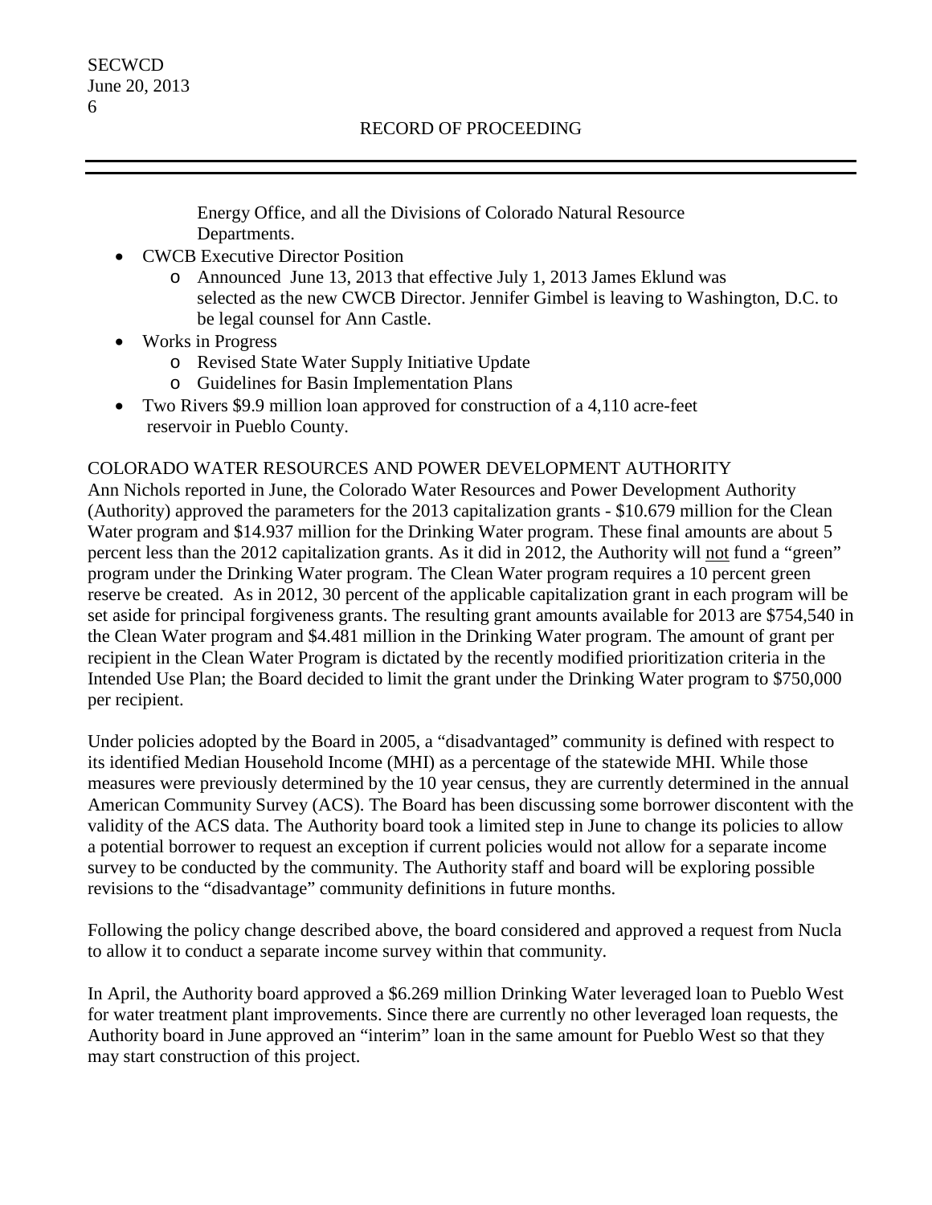Energy Office, and all the Divisions of Colorado Natural Resource Departments.

- CWCB Executive Director Position
  - Announced June 13, 2013 that effective July 1, 2013 James Eklund was selected as the new CWCB Director. Jennifer Gimbel is leaving to Washington, D.C. to be legal counsel for Ann Castle.
- Works in Progress
  - Revised State Water Supply Initiative Update
  - Guidelines for Basin Implementation Plans
- Two Rivers $9.9 million loan approved for construction of a 4,110 acre-feet reservoir in Pueblo County.

COLORADO WATER RESOURCES AND POWER DEVELOPMENT AUTHORITY

Ann Nichols reported in June, the Colorado Water Resources and Power Development Authority (Authority) approved the parameters for the 2013 capitalization grants - $10.679 million for the Clean Water program and $14.937 million for the Drinking Water program. These final amounts are about 5 percent less than the 2012 capitalization grants. As it did in 2012, the Authority will not fund a "green" program under the Drinking Water program. The Clean Water program requires a 10 percent green reserve be created. As in 2012, 30 percent of the applicable capitalization grant in each program will be set aside for principal forgiveness grants. The resulting grant amounts available for 2013 are $754,540 in the Clean Water program and $4.481 million in the Drinking Water program. The amount of grant per recipient in the Clean Water Program is dictated by the recently modified prioritization criteria in the Intended Use Plan; the Board decided to limit the grant under the Drinking Water program to $750,000 per recipient.

Under policies adopted by the Board in 2005, a "disadvantaged" community is defined with respect to its identified Median Household Income (MHI) as a percentage of the statewide MHI. While those measures were previously determined by the 10 year census, they are currently determined in the annual American Community Survey (ACS). The Board has been discussing some borrower discontent with the validity of the ACS data. The Authority board took a limited step in June to change its policies to allow a potential borrower to request an exception if current policies would not allow for a separate income survey to be conducted by the community. The Authority staff and board will be exploring possible revisions to the "disadvantage" community definitions in future months.

Following the policy change described above, the board considered and approved a request from Nucla to allow it to conduct a separate income survey within that community.

In April, the Authority board approved a $6.269 million Drinking Water leveraged loan to Pueblo West for water treatment plant improvements. Since there are currently no other leveraged loan requests, the Authority board in June approved an "interim" loan in the same amount for Pueblo West so that they may start construction of this project.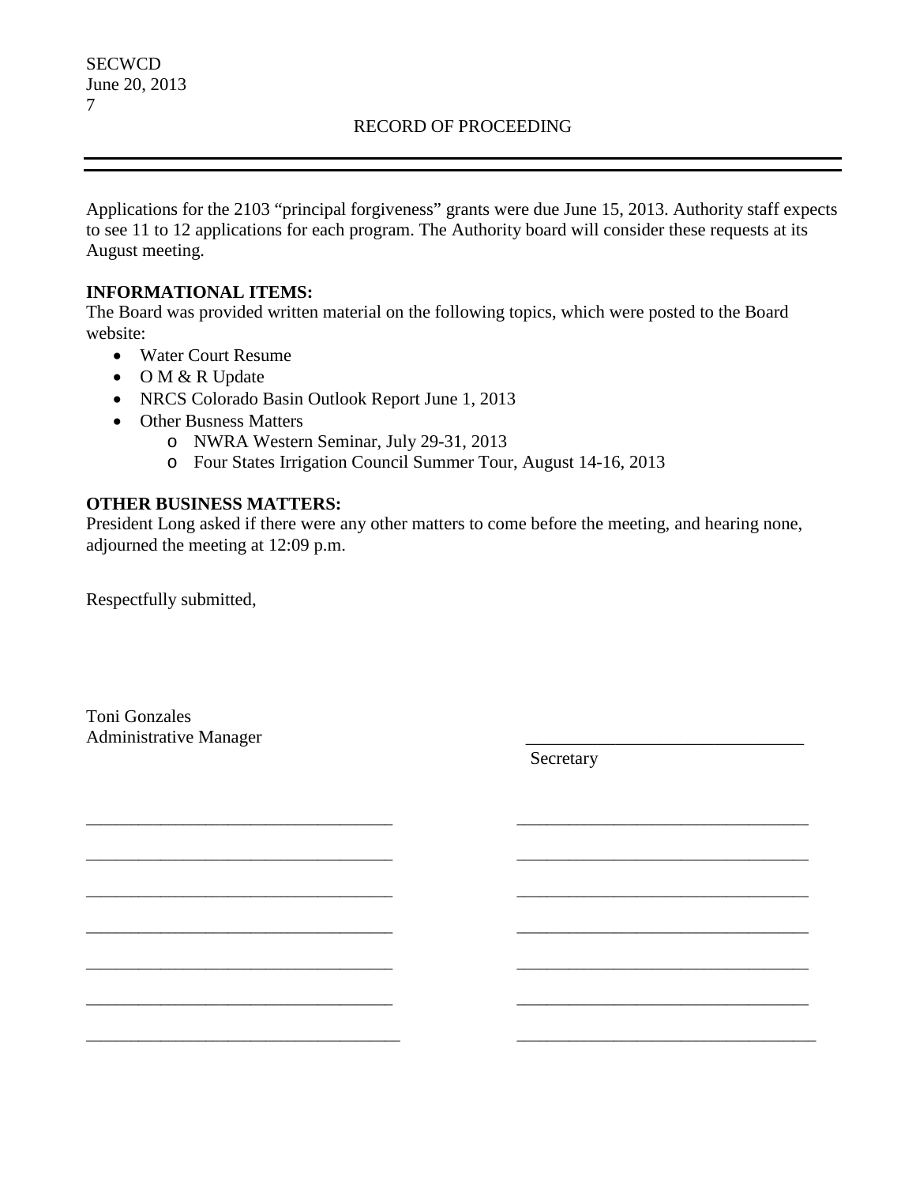RECORD OF PROCEEDING

Applications for the 2103 "principal forgiveness" grants were due June 15, 2013. Authority staff expects to see 11 to 12 applications for each program. The Authority board will consider these requests at its August meeting.

**INFORMATIONAL ITEMS:**

The Board was provided written material on the following topics, which were posted to the Board website:

- Water Court Resume
- O M & R Update
- NRCS Colorado Basin Outlook Report June 1, 2013
- Other Busness Matters
  - NWRA Western Seminar, July 29-31, 2013
  - Four States Irrigation Council Summer Tour, August 14-16, 2013

**OTHER BUSINESS MATTERS:**

President Long asked if there were any other matters to come before the meeting, and hearing none, adjourned the meeting at 12:09 p.m.

Respectfully submitted,

Toni Gonzales
Administrative Manager

_______________________________
Secretary

___________________________________ ___________________________________

___________________________________ ___________________________________

___________________________________ ___________________________________

___________________________________ ___________________________________

___________________________________ ___________________________________

___________________________________ ___________________________________

___________________________________ ___________________________________